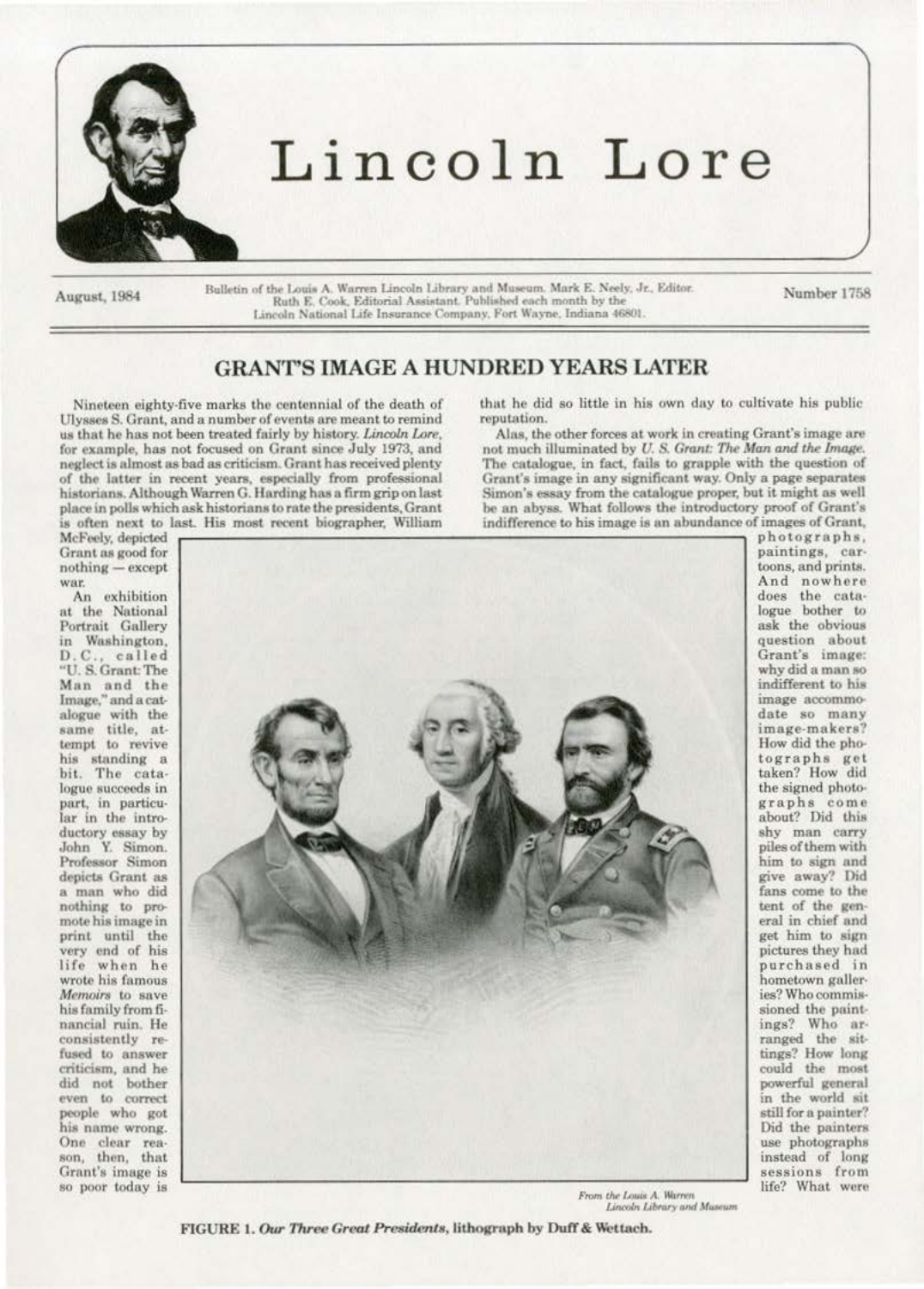# Lincoln Lore

August, 1984

Bulletin of the Louis A. Warren Lincoln Library and Museum. Mark E. Neely, Jr., Editor. Ruth E. Cook, Editorial Assistant. Published each month by the Lincoln National Life Insurance Company, Fort Wayne, Indiana 46801.

Number 1758

## GRANT'S IMAGE A HUNDRED YEARS LATER

Nineteen eighty-five marks the centennial of the death of Ulysses S. Grant, and a number of events are meant to remind us that he has not been treated fairly by history. *Lincoln Lore*, for example, has not focused on Grant since July 1973, and neglect is almost as bad as criticism. Grant has received plenty of the latter in recent years, especially from professional historians. Although Warren G. Harding has a firm grip on last place in polls which ask historians to rate the presidents, Grant is often next to last. His most recent biographer, William McFeely, depicted Grant as good for nothing — except war.

An exhibition at the National Portrait Gallery in Washington, D.C., called "U. S. Grant: The Man and the Image," and a catalogue with the same title, attempt to revive his standing a bit. The catalogue succeeds in part, in particular in the introductory essay by John Y. Simon. Professor Simon depicts Grant as a man who did nothing to promote his image in print until the very end of his life when he wrote his famous *Memoirs* to save his family from financial ruin. He consistently refused to answer criticism, and he did not bother even to correct people who got his name wrong. One clear reason, then, that Grant's image is so poor today is that he did so little in his own day to cultivate his public reputation.

Alas, the other forces at work in creating Grant's image are not much illuminated by *U. S. Grant: The Man and the Image*. The catalogue, in fact, fails to grapple with the question of Grant's image in any significant way. Only a page separates Simon's essay from the catalogue proper, but it might as well be an abyss. What follows the introductory proof of Grant's indifference to his image is an abundance of images of Grant, photographs, paintings, cartoons, and prints. And nowhere does the catalogue bother to ask the obvious question about Grant's image: why did a man so indifferent to his image accommodate so many image-makers? How did the photographs get taken? How did the signed photographs come about? Did this shy man carry piles of them with him to sign and give away? Did fans come to the tent of the general in chief and get him to sign pictures they had purchased in hometown galleries? Who commissioned the paintings? Who arranged the sittings? How long could the most powerful general in the world sit still for a painter? Did the painters use photographs instead of long sessions from life? What were

*From the Louis A. Warren Lincoln Library and Museum*

**FIGURE 1.** ***Our Three Great Presidents*****, lithograph by Duff & Wettach.**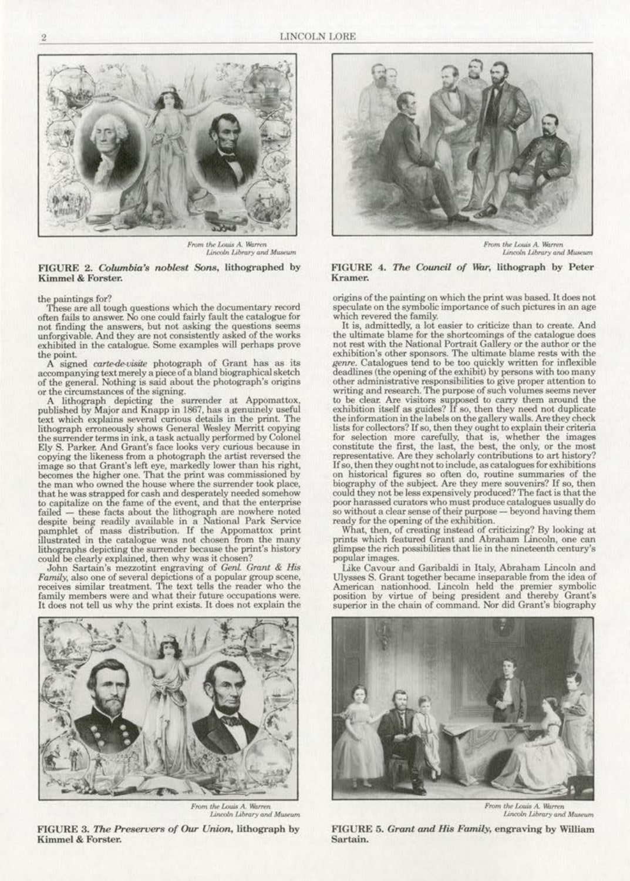From the Louis A. Warren Lincoln Library and Museum

**FIGURE 2. *Columbia's noblest Sons*, lithographed by Kimmel & Forster.**

From the Louis A. Warren Lincoln Library and Museum

**FIGURE 4. *The Council of War*, lithograph by Peter Kramer.**

the paintings for?

These are all tough questions which the documentary record often fails to answer. No one could fairly fault the catalogue for not finding the answers, but not asking the questions seems unforgivable. And they are not consistently asked of the works exhibited in the catalogue. Some examples will perhaps prove the point.

A signed *carte-de-visite* photograph of Grant has as its accompanying text merely a piece of a bland biographical sketch of the general. Nothing is said about the photograph's origins or the circumstances of the signing.

A lithograph depicting the surrender at Appomattox, published by Major and Knapp in 1867, has a genuinely useful text which explains several curious details in the print. The lithograph erroneously shows General Wesley Merritt copying the surrender terms in ink, a task actually performed by Colonel Ely S. Parker. And Grant's face looks very curious because in copying the likeness from a photograph the artist reversed the image so that Grant's left eye, markedly lower than his right, becomes the higher one. That the print was commissioned by the man who owned the house where the surrender took place, that he was strapped for cash and desperately needed somehow to capitalize on the fame of the event, and that the enterprise failed — these facts about the lithograph are nowhere noted despite being readily available in a National Park Service pamphlet of mass distribution. If the Appomattox print illustrated in the catalogue was not chosen from the many lithographs depicting the surrender because the print's history could be clearly explained, then why was it chosen?

John Sartain's mezzotint engraving of *Genl. Grant & His Family*, also one of several depictions of a popular group scene, receives similar treatment. The text tells the reader who the family members were and what their future occupations were. It does not tell us why the print exists. It does not explain the origins of the painting on which the print was based. It does not speculate on the symbolic importance of such pictures in an age which revered the family.

It is, admittedly, a lot easier to criticize than to create. And the ultimate blame for the shortcomings of the catalogue does not rest with the National Portrait Gallery or the author or the exhibition's other sponsors. The ultimate blame rests with the *genre*. Catalogues tend to be too quickly written for inflexible deadlines (the opening of the exhibit) by persons with too many other administrative responsibilities to give proper attention to writing and research. The purpose of such volumes seems never to be clear. Are visitors supposed to carry them around the exhibition itself as guides? If so, then they need not duplicate the information in the labels on the gallery walls. Are they check lists for collectors? If so, then they ought to explain their criteria for selection more carefully, that is, whether the images constitute the first, the last, the best, the only, or the most representative. Are they scholarly contributions to art history? If so, then they ought not to include, as catalogues for exhibitions on historical figures so often do, routine summaries of the biography of the subject. Are they mere souvenirs? If so, then could they not be less expensively produced? The fact is that the poor harassed curators who must produce catalogues usually do so without a clear sense of their purpose — beyond having them ready for the opening of the exhibition.

What, then, of creating instead of criticizing? By looking at prints which featured Grant and Abraham Lincoln, one can glimpse the rich possibilities that lie in the nineteenth century's popular images.

Like Cavour and Garibaldi in Italy, Abraham Lincoln and Ulysses S. Grant together became inseparable from the idea of American nationhood. Lincoln held the premier symbolic position by virtue of being president and thereby Grant's superior in the chain of command. Nor did Grant's biography

From the Louis A. Warren Lincoln Library and Museum

**FIGURE 3. *The Preservers of Our Union*, lithograph by Kimmel & Forster.**

From the Louis A. Warren Lincoln Library and Museum

**FIGURE 5. *Grant and His Family*, engraving by William Sartain.**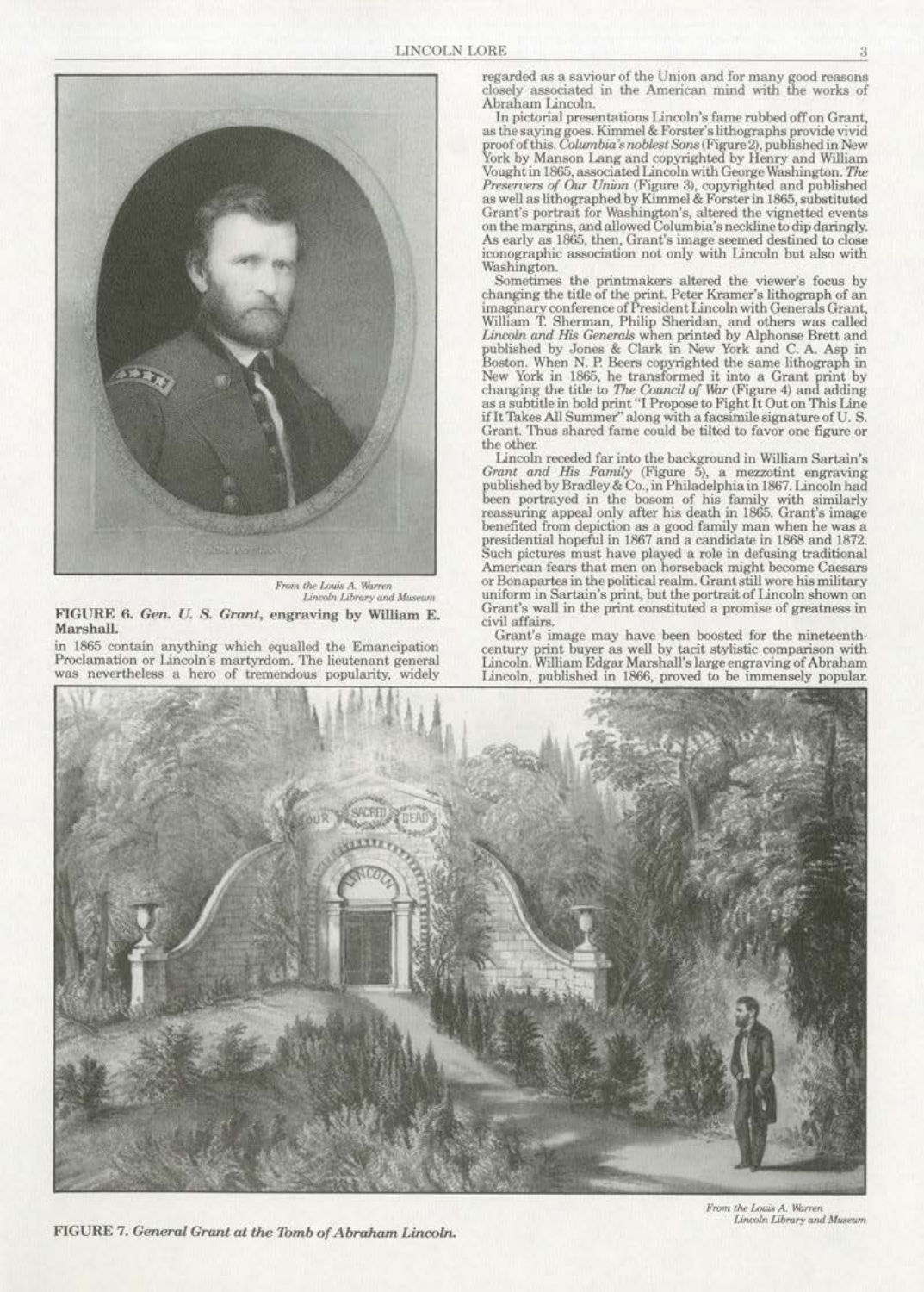From the Louis A. Warren Lincoln Library and Museum

**FIGURE 6.** *Gen. U. S. Grant*, **engraving by William E. Marshall.**

in 1865 contain anything which equalled the Emancipation Proclamation or Lincoln's martyrdom. The lieutenant general was nevertheless a hero of tremendous popularity, widely regarded as a saviour of the Union and for many good reasons closely associated in the American mind with the works of Abraham Lincoln.

In pictorial presentations Lincoln's fame rubbed off on Grant, as the saying goes. Kimmel & Forster's lithographs provide vivid proof of this. *Columbia's noblest Sons* (Figure 2), published in New York by Manson Lang and copyrighted by Henry and William Vought in 1865, associated Lincoln with George Washington. *The Preservers of Our Union* (Figure 3), copyrighted and published as well as lithographed by Kimmel & Forster in 1865, substituted Grant's portrait for Washington's, altered the vignetted events on the margins, and allowed Columbia's neckline to dip daringly. As early as 1865, then, Grant's image seemed destined to close iconographic association not only with Lincoln but also with Washington.

Sometimes the printmakers altered the viewer's focus by changing the title of the print. Peter Kramer's lithograph of an imaginary conference of President Lincoln with Generals Grant, William T. Sherman, Philip Sheridan, and others was called *Lincoln and His Generals* when printed by Alphonse Brett and published by Jones & Clark in New York and C. A. Asp in Boston. When N. P. Beers copyrighted the same lithograph in New York in 1865, he transformed it into a Grant print by changing the title to *The Council of War* (Figure 4) and adding as a subtitle in bold print "I Propose to Fight It Out on This Line if It Takes All Summer" along with a facsimile signature of U. S. Grant. Thus shared fame could be tilted to favor one figure or the other.

Lincoln receded far into the background in William Sartain's *Grant and His Family* (Figure 5), a mezzotint engraving published by Bradley & Co., in Philadelphia in 1867. Lincoln had been portrayed in the bosom of his family with similarly reassuring appeal only after his death in 1865. Grant's image benefited from depiction as a good family man when he was a presidential hopeful in 1867 and a candidate in 1868 and 1872. Such pictures must have played a role in defusing traditional American fears that men on horseback might become Caesars or Bonapartes in the political realm. Grant still wore his military uniform in Sartain's print, but the portrait of Lincoln shown on Grant's wall in the print constituted a promise of greatness in civil affairs.

Grant's image may have been boosted for the nineteenth-century print buyer as well by tacit stylistic comparison with Lincoln. William Edgar Marshall's large engraving of Abraham Lincoln, published in 1866, proved to be immensely popular.

From the Louis A. Warren Lincoln Library and Museum

**FIGURE 7.** *General Grant at the Tomb of Abraham Lincoln.*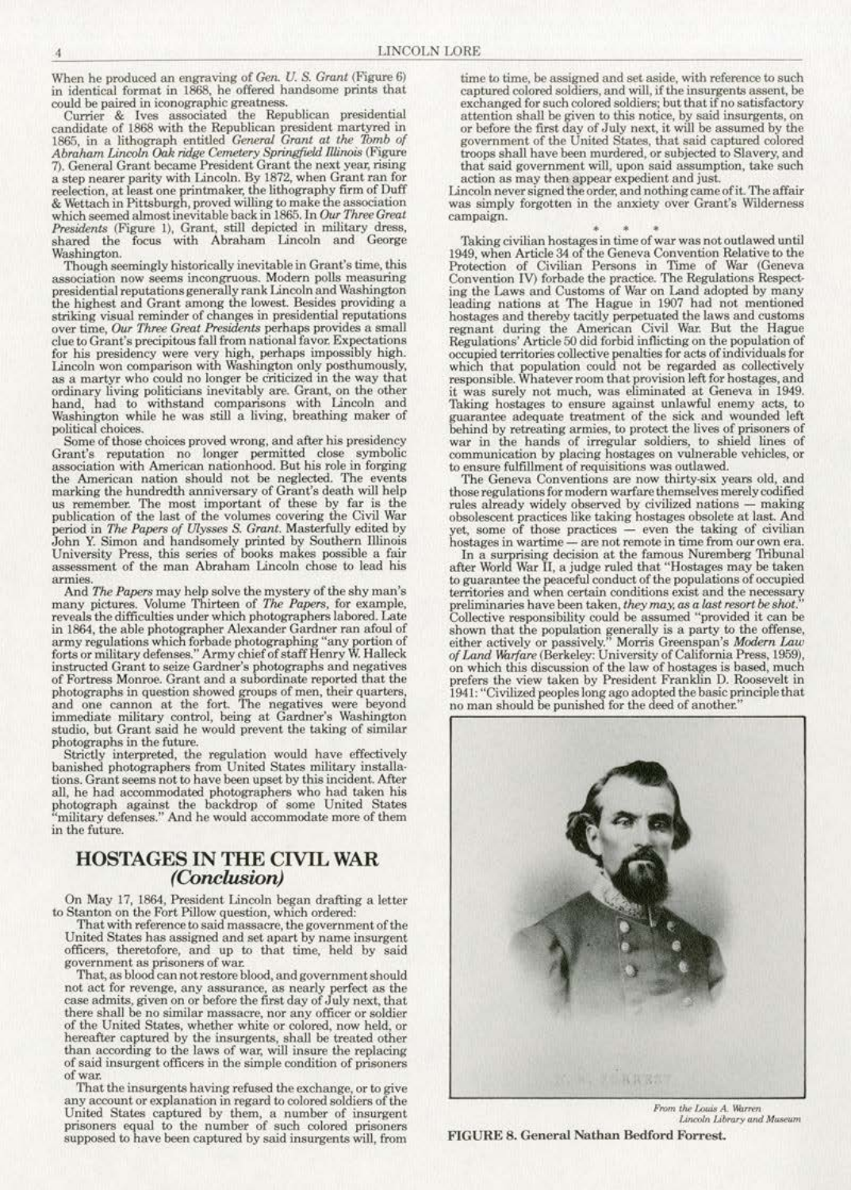When he produced an engraving of *Gen. U. S. Grant* (Figure 6) in identical format in 1868, he offered handsome prints that could be paired in iconographic greatness.

Currier & Ives associated the Republican presidential candidate of 1868 with the Republican president martyred in 1865, in a lithograph entitled *General Grant at the Tomb of Abraham Lincoln Oak ridge Cemetery Springfield Illinois* (Figure 7). General Grant became President Grant the next year, rising a step nearer parity with Lincoln. By 1872, when Grant ran for reelection, at least one printmaker, the lithography firm of Duff & Wettach in Pittsburgh, proved willing to make the association which seemed almost inevitable back in 1865. In *Our Three Great Presidents* (Figure 1), Grant, still depicted in military dress, shared the focus with Abraham Lincoln and George Washington.

Though seemingly historically inevitable in Grant's time, this association now seems incongruous. Modern polls measuring presidential reputations generally rank Lincoln and Washington the highest and Grant among the lowest. Besides providing a striking visual reminder of changes in presidential reputations over time, *Our Three Great Presidents* perhaps provides a small clue to Grant's precipitous fall from national favor. Expectations for his presidency were very high, perhaps impossibly high. Lincoln won comparison with Washington only posthumously, as a martyr who could no longer be criticized in the way that ordinary living politicians inevitably are. Grant, on the other hand, had to withstand comparisons with Lincoln and Washington while he was still a living, breathing maker of political choices.

Some of those choices proved wrong, and after his presidency Grant's reputation no longer permitted close symbolic association with American nationhood. But his role in forging the American nation should not be neglected. The events marking the hundredth anniversary of Grant's death will help us remember. The most important of these by far is the publication of the last of the volumes covering the Civil War period in *The Papers of Ulysses S. Grant*. Masterfully edited by John Y. Simon and handsomely printed by Southern Illinois University Press, this series of books makes possible a fair assessment of the man Abraham Lincoln chose to lead his armies.

And *The Papers* may help solve the mystery of the shy man's many pictures. Volume Thirteen of *The Papers*, for example, reveals the difficulties under which photographers labored. Late in 1864, the able photographer Alexander Gardner ran afoul of army regulations which forbade photographing "any portion of forts or military defenses." Army chief of staff Henry W. Halleck instructed Grant to seize Gardner's photographs and negatives of Fortress Monroe. Grant and a subordinate reported that the photographs in question showed groups of men, their quarters, and one cannon at the fort. The negatives were beyond immediate military control, being at Gardner's Washington studio, but Grant said he would prevent the taking of similar photographs in the future.

Strictly interpreted, the regulation would have effectively banished photographers from United States military installations. Grant seems not to have been upset by this incident. After all, he had accommodated photographers who had taken his photograph against the backdrop of some United States "military defenses." And he would accommodate more of them in the future.

## HOSTAGES IN THE CIVIL WAR
### *(Conclusion)*

On May 17, 1864, President Lincoln began drafting a letter to Stanton on the Fort Pillow question, which ordered:

That with reference to said massacre, the government of the United States has assigned and set apart by name insurgent officers, theretofore, and up to that time, held by said government as prisoners of war.

That, as blood can not restore blood, and government should not act for revenge, any assurance, as nearly perfect as the case admits, given on or before the first day of July next, that there shall be no similar massacre, nor any officer or soldier of the United States, whether white or colored, now held, or hereafter captured by the insurgents, shall be treated other than according to the laws of war, will insure the replacing of said insurgent officers in the simple condition of prisoners of war.

That the insurgents having refused the exchange, or to give any account or explanation in regard to colored soldiers of the United States captured by them, a number of insurgent prisoners equal to the number of such colored prisoners supposed to have been captured by said insurgents will, from time to time, be assigned and set aside, with reference to such captured colored soldiers, and will, if the insurgents assent, be exchanged for such colored soldiers; but that if no satisfactory attention shall be given to this notice, by said insurgents, on or before the first day of July next, it will be assumed by the government of the United States, that said captured colored troops shall have been murdered, or subjected to Slavery, and that said government will, upon said assumption, take such action as may then appear expedient and just.

Lincoln never signed the order, and nothing came of it. The affair was simply forgotten in the anxiety over Grant's Wilderness campaign.

\* \* \*

Taking civilian hostages in time of war was not outlawed until 1949, when Article 34 of the Geneva Convention Relative to the Protection of Civilian Persons in Time of War (Geneva Convention IV) forbade the practice. The Regulations Respecting the Laws and Customs of War on Land adopted by many leading nations at The Hague in 1907 had not mentioned hostages and thereby tacitly perpetuated the laws and customs regnant during the American Civil War. But the Hague Regulations' Article 50 did forbid inflicting on the population of occupied territories collective penalties for acts of individuals for which that population could not be regarded as collectively responsible. Whatever room that provision left for hostages, and it was surely not much, was eliminated at Geneva in 1949. Taking hostages to ensure against unlawful enemy acts, to guarantee adequate treatment of the sick and wounded left behind by retreating armies, to protect the lives of prisoners of war in the hands of irregular soldiers, to shield lines of communication by placing hostages on vulnerable vehicles, or to ensure fulfillment of requisitions was outlawed.

The Geneva Conventions are now thirty-six years old, and those regulations for modern warfare themselves merely codified rules already widely observed by civilized nations — making obsolescent practices like taking hostages obsolete at last. And yet, some of those practices — even the taking of civilian hostages in wartime — are not remote in time from our own era.

In a surprising decision at the famous Nuremberg Tribunal after World War II, a judge ruled that "Hostages may be taken to guarantee the peaceful conduct of the populations of occupied territories and when certain conditions exist and the necessary preliminaries have been taken, *they may, as a last resort be shot.*" Collective responsibility could be assumed "provided it can be shown that the population generally is a party to the offense, either actively or passively." Morris Greenspan's *Modern Law of Land Warfare* (Berkeley: University of California Press, 1959), on which this discussion of the law of hostages is based, much prefers the view taken by President Franklin D. Roosevelt in 1941: "Civilized peoples long ago adopted the basic principle that no man should be punished for the deed of another."

*From the Louis A. Warren Lincoln Library and Museum*

**FIGURE 8. General Nathan Bedford Forrest.**